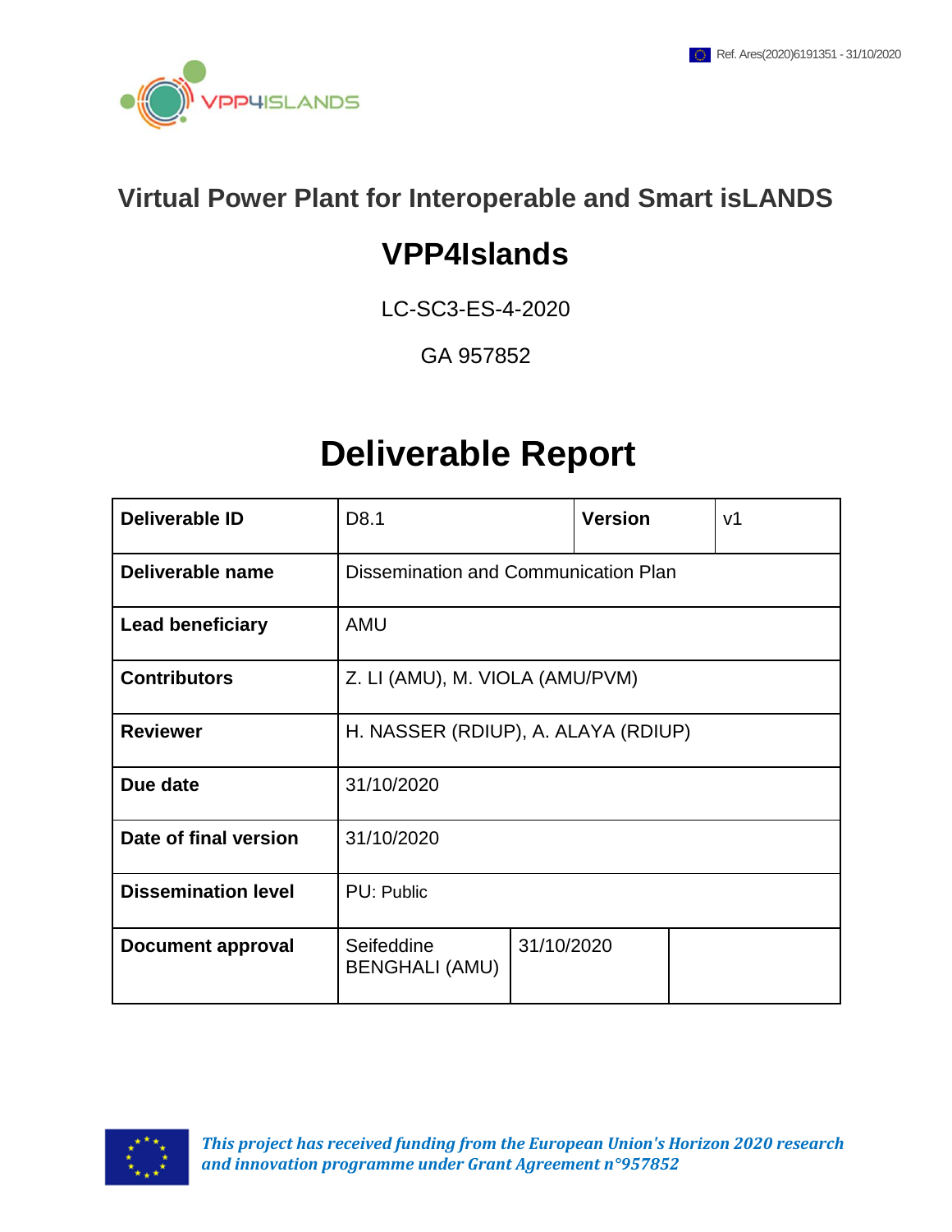Ref. Ares(2020)6191351 - 31/10/2020

VPP4ISLANDS

## Virtual Power Plant for Interoperable and Smart isLANDS

# VPP4Islands

LC-SC3-ES-4-2020

GA 957852

# Deliverable Report

| Deliverable ID | D8.1 | Version | v1 |
|---|---|---|---|
| **Deliverable name** | Dissemination and Communication Plan | | |
| **Lead beneficiary** | AMU | | |
| **Contributors** | Z. LI (AMU), M. VIOLA (AMU/PVM) | | |
| **Reviewer** | H. NASSER (RDIUP), A. ALAYA (RDIUP) | | |
| **Due date** | 31/10/2020 | | |
| **Date of final version** | 31/10/2020 | | |
| **Dissemination level** | PU: Public | | |
| **Document approval** | Seifeddine BENGHALI (AMU) | 31/10/2020 | |

*This project has received funding from the European Union's Horizon 2020 research and innovation programme under Grant Agreement n°957852*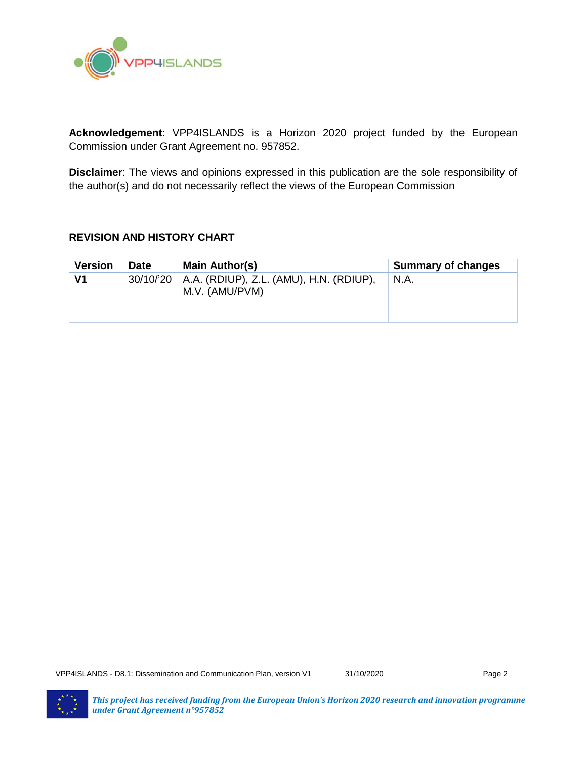**Acknowledgement**: VPP4ISLANDS is a Horizon 2020 project funded by the European Commission under Grant Agreement no. 957852.

**Disclaimer**: The views and opinions expressed in this publication are the sole responsibility of the author(s) and do not necessarily reflect the views of the European Commission

### REVISION AND HISTORY CHART

| Version | Date | Main Author(s) | Summary of changes |
|---|---|---|---|
| **V1** | 30/10/'20 | A.A. (RDIUP), Z.L. (AMU), H.N. (RDIUP), M.V. (AMU/PVM) | N.A. |
| | | | |
| | | | |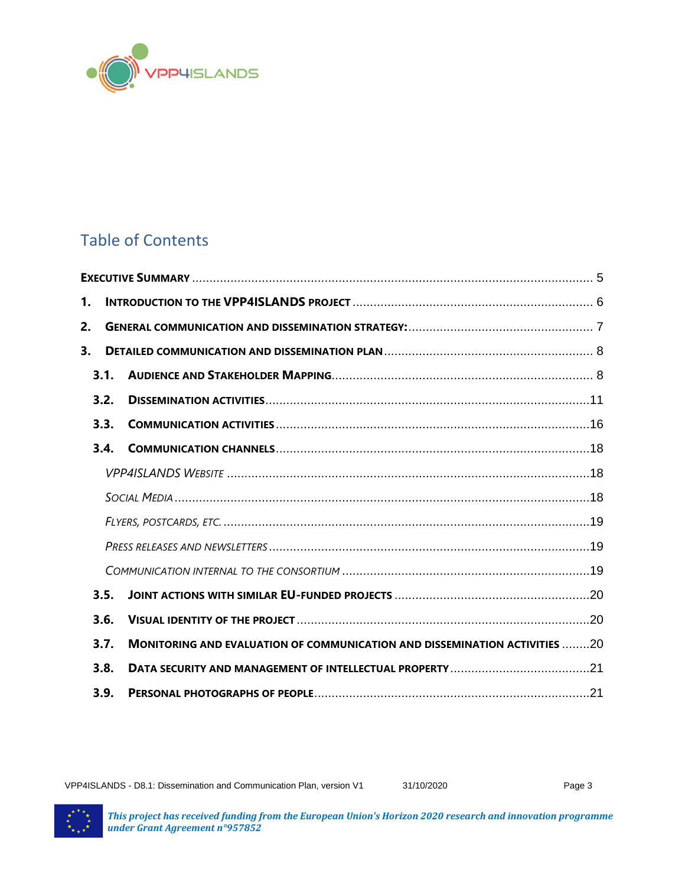# Table of Contents

**Executive Summary** ............................................................ 5

**1. Introduction to the VPP4ISLANDS project** ............................................................ 6

**2. General communication and dissemination strategy:** ............................................................ 7

**3. Detailed communication and dissemination plan** ............................................................ 8

- **3.1. Audience and Stakeholder Mapping** ............................................................ 8
- **3.2. Dissemination activities** ............................................................ 11
- **3.3. Communication activities** ............................................................ 16
- **3.4. Communication channels** ............................................................ 18
  - *VPP4ISLANDS Website* ............................................................ 18
  - *Social Media* ............................................................ 18
  - *Flyers, postcards, etc.* ............................................................ 19
  - *Press releases and newsletters* ............................................................ 19
  - *Communication internal to the consortium* ............................................................ 19
- **3.5. Joint actions with similar EU-funded projects** ............................................................ 20
- **3.6. Visual identity of the project** ............................................................ 20
- **3.7. Monitoring and evaluation of communication and dissemination activities** ............................................................ 20
- **3.8. Data security and management of intellectual property** ............................................................ 21
- **3.9. Personal photographs of people** ............................................................ 21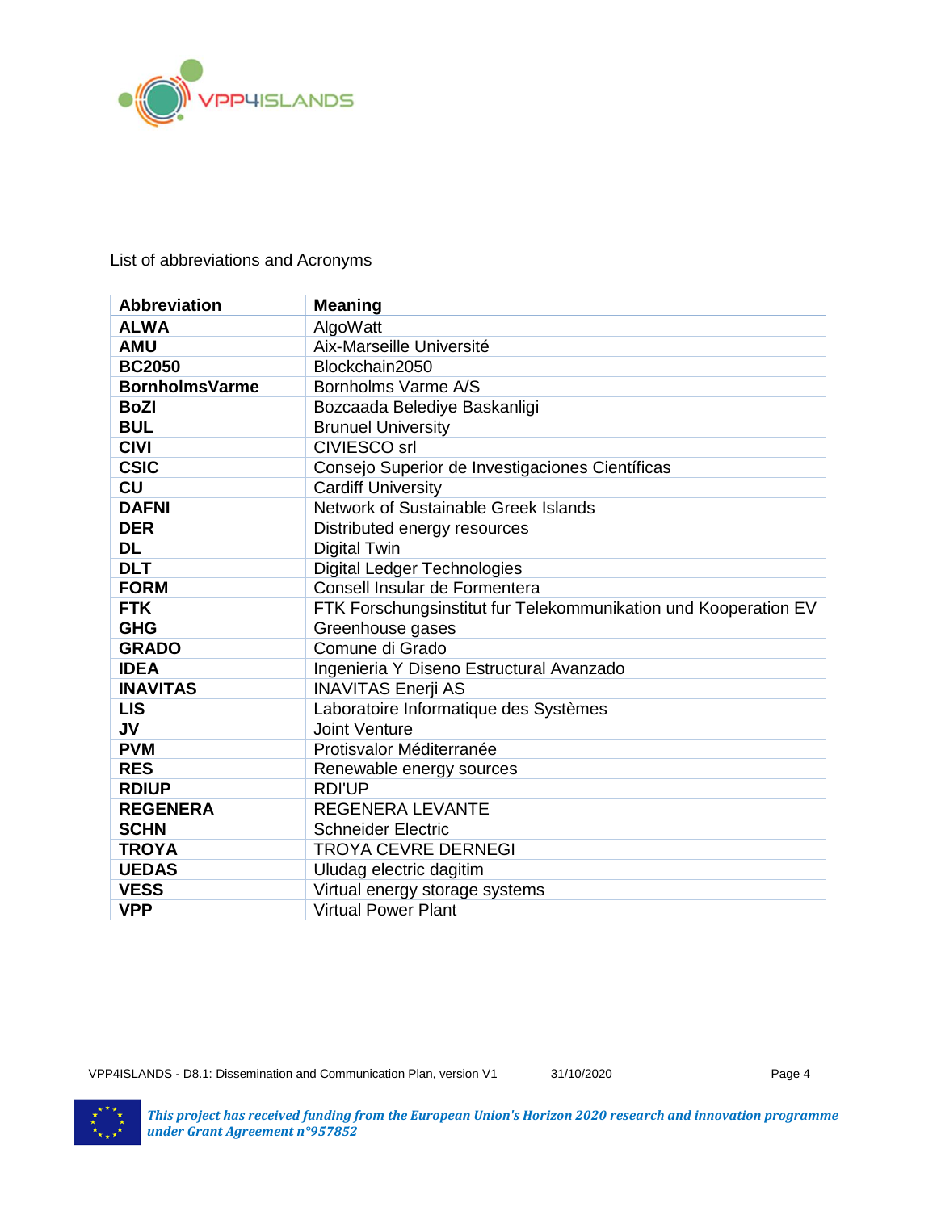List of abbreviations and Acronyms

| Abbreviation | Meaning |
|---|---|
| **ALWA** | AlgoWatt |
| **AMU** | Aix-Marseille Université |
| **BC2050** | Blockchain2050 |
| **BornholmsVarme** | Bornholms Varme A/S |
| **BoZI** | Bozcaada Belediye Baskanligi |
| **BUL** | Brunuel University |
| **CIVI** | CIVIESCO srl |
| **CSIC** | Consejo Superior de Investigaciones Científicas |
| **CU** | Cardiff University |
| **DAFNI** | Network of Sustainable Greek Islands |
| **DER** | Distributed energy resources |
| **DL** | Digital Twin |
| **DLT** | Digital Ledger Technologies |
| **FORM** | Consell Insular de Formentera |
| **FTK** | FTK Forschungsinstitut fur Telekommunikation und Kooperation EV |
| **GHG** | Greenhouse gases |
| **GRADO** | Comune di Grado |
| **IDEA** | Ingenieria Y Diseno Estructural Avanzado |
| **INAVITAS** | INAVITAS Enerji AS |
| **LIS** | Laboratoire Informatique des Systèmes |
| **JV** | Joint Venture |
| **PVM** | Protisvalor Méditerranée |
| **RES** | Renewable energy sources |
| **RDIUP** | RDI'UP |
| **REGENERA** | REGENERA LEVANTE |
| **SCHN** | Schneider Electric |
| **TROYA** | TROYA CEVRE DERNEGI |
| **UEDAS** | Uludag electric dagitim |
| **VESS** | Virtual energy storage systems |
| **VPP** | Virtual Power Plant |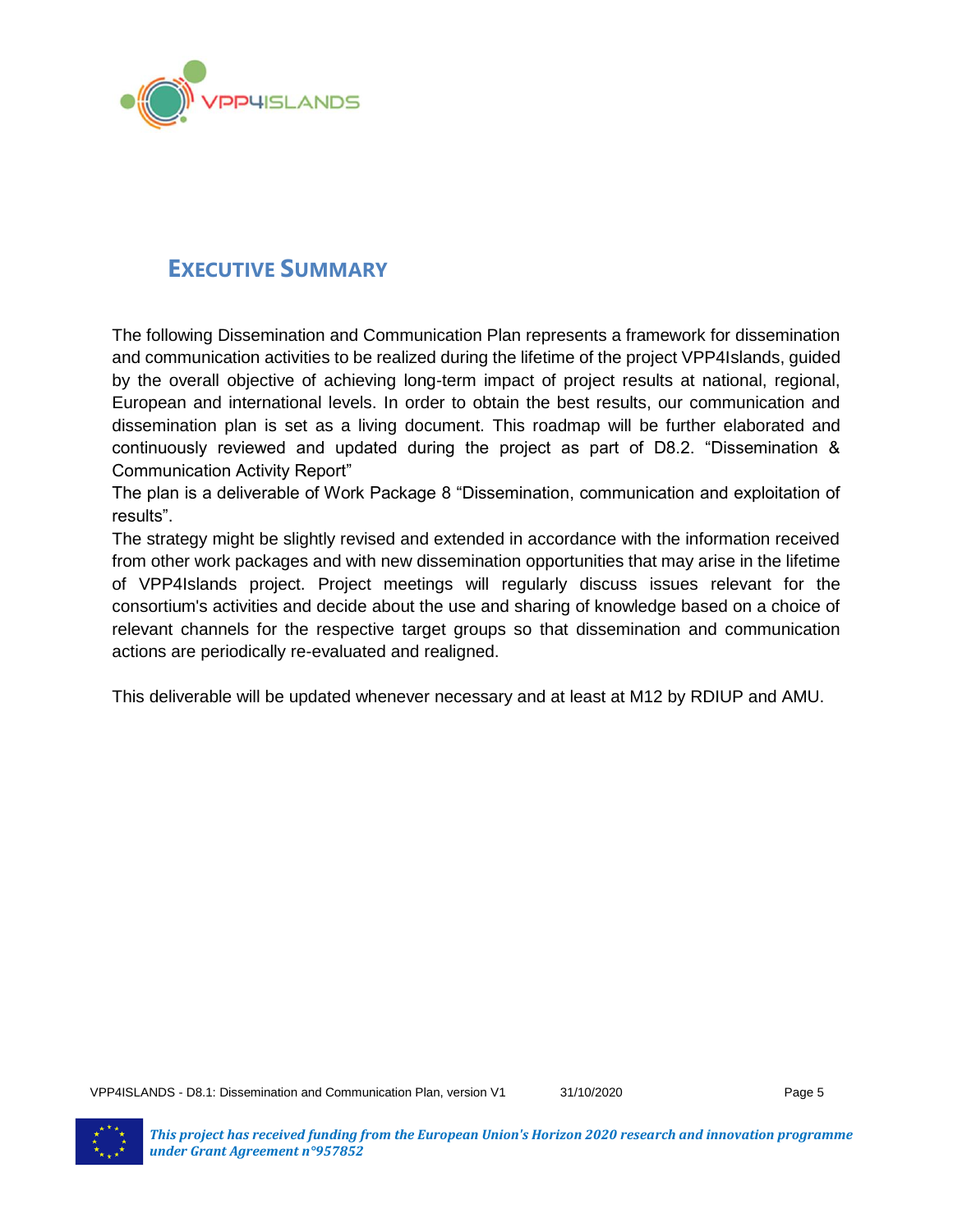# EXECUTIVE SUMMARY

The following Dissemination and Communication Plan represents a framework for dissemination and communication activities to be realized during the lifetime of the project VPP4Islands, guided by the overall objective of achieving long-term impact of project results at national, regional, European and international levels. In order to obtain the best results, our communication and dissemination plan is set as a living document. This roadmap will be further elaborated and continuously reviewed and updated during the project as part of D8.2. "Dissemination & Communication Activity Report"

The plan is a deliverable of Work Package 8 "Dissemination, communication and exploitation of results".

The strategy might be slightly revised and extended in accordance with the information received from other work packages and with new dissemination opportunities that may arise in the lifetime of VPP4Islands project. Project meetings will regularly discuss issues relevant for the consortium's activities and decide about the use and sharing of knowledge based on a choice of relevant channels for the respective target groups so that dissemination and communication actions are periodically re-evaluated and realigned.

This deliverable will be updated whenever necessary and at least at M12 by RDIUP and AMU.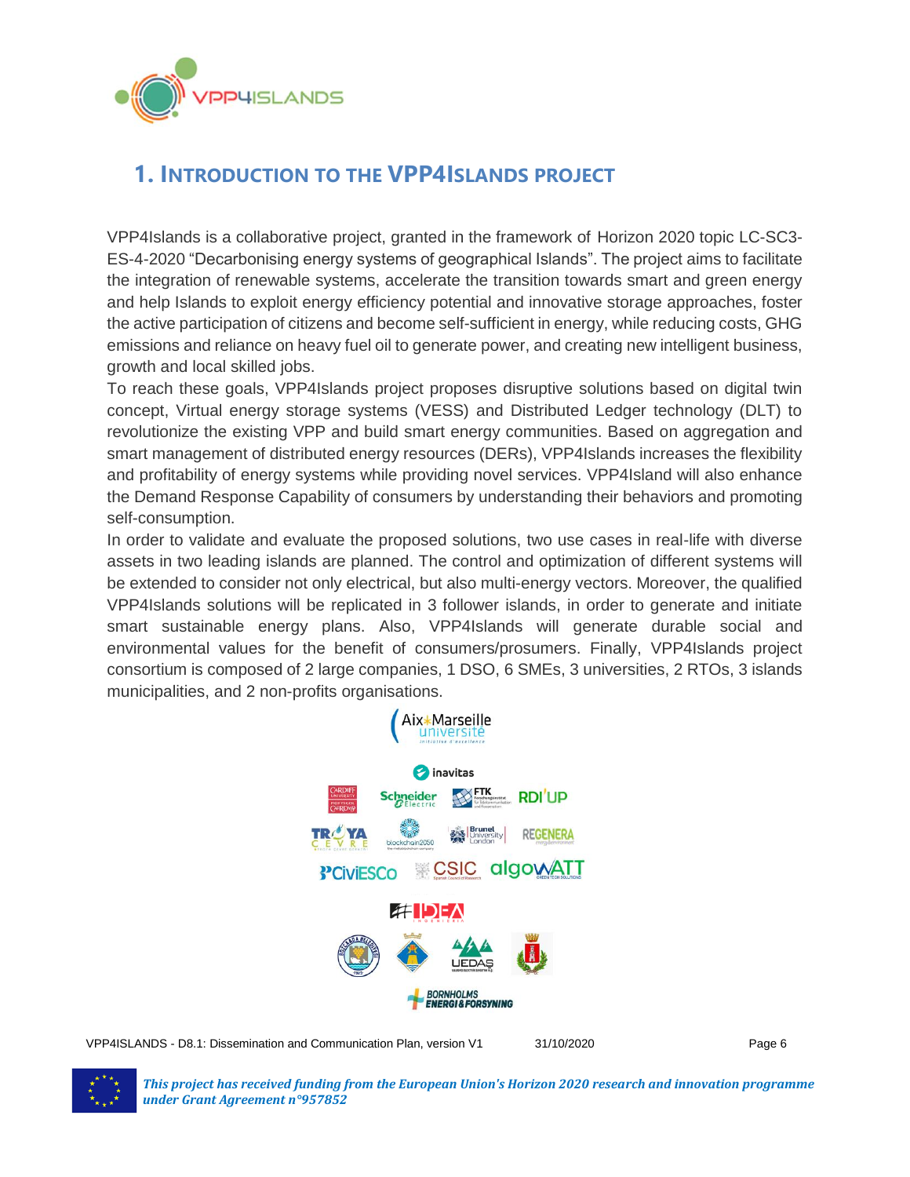# 1. Introduction to the VPP4Islands project

VPP4Islands is a collaborative project, granted in the framework of Horizon 2020 topic LC-SC3-ES-4-2020 "Decarbonising energy systems of geographical Islands". The project aims to facilitate the integration of renewable systems, accelerate the transition towards smart and green energy and help Islands to exploit energy efficiency potential and innovative storage approaches, foster the active participation of citizens and become self-sufficient in energy, while reducing costs, GHG emissions and reliance on heavy fuel oil to generate power, and creating new intelligent business, growth and local skilled jobs.

To reach these goals, VPP4Islands project proposes disruptive solutions based on digital twin concept, Virtual energy storage systems (VESS) and Distributed Ledger technology (DLT) to revolutionize the existing VPP and build smart energy communities. Based on aggregation and smart management of distributed energy resources (DERs), VPP4Islands increases the flexibility and profitability of energy systems while providing novel services. VPP4Island will also enhance the Demand Response Capability of consumers by understanding their behaviors and promoting self-consumption.

In order to validate and evaluate the proposed solutions, two use cases in real-life with diverse assets in two leading islands are planned. The control and optimization of different systems will be extended to consider not only electrical, but also multi-energy vectors. Moreover, the qualified VPP4Islands solutions will be replicated in 3 follower islands, in order to generate and initiate smart sustainable energy plans. Also, VPP4Islands will generate durable social and environmental values for the benefit of consumers/prosumers. Finally, VPP4Islands project consortium is composed of 2 large companies, 1 DSO, 6 SMEs, 3 universities, 2 RTOs, 3 islands municipalities, and 2 non-profits organisations.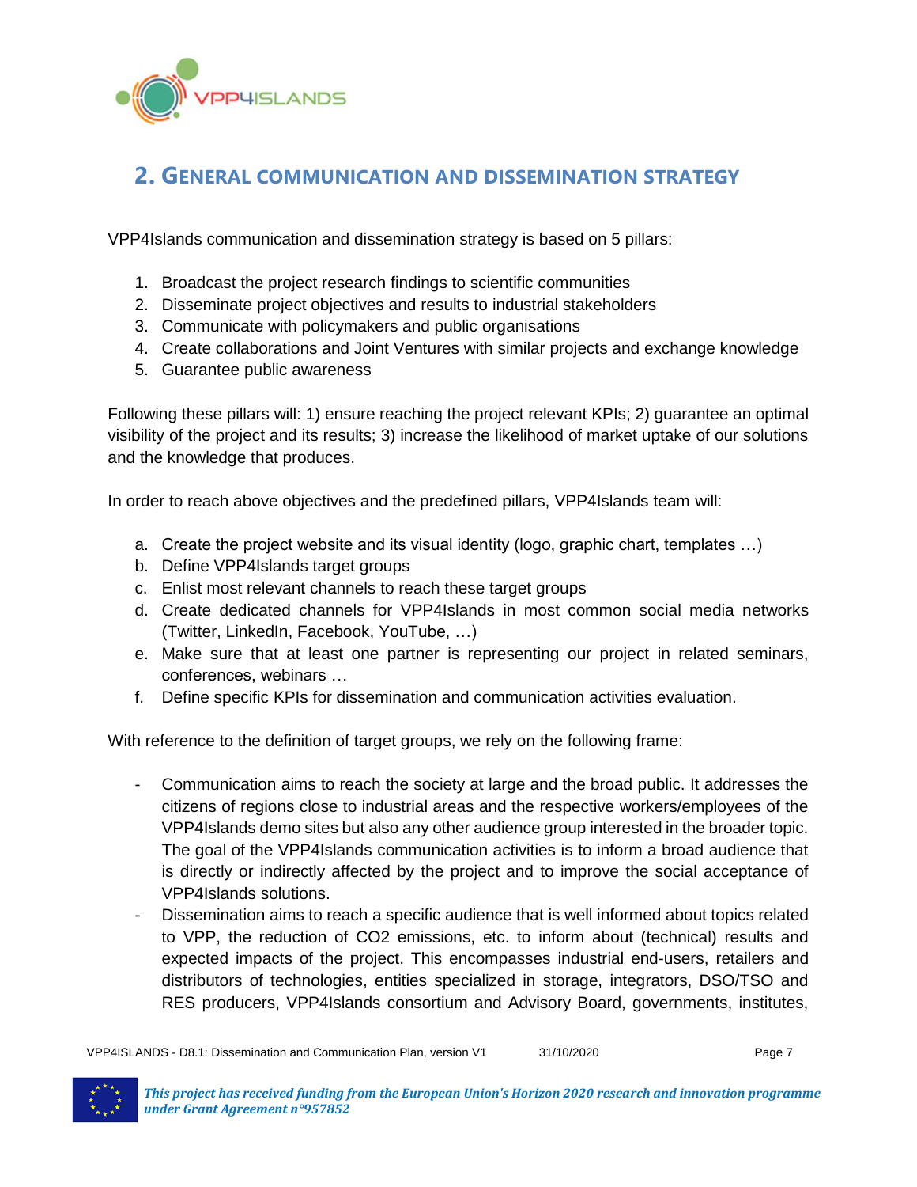## 2. General communication and dissemination strategy

VPP4Islands communication and dissemination strategy is based on 5 pillars:

1. Broadcast the project research findings to scientific communities
2. Disseminate project objectives and results to industrial stakeholders
3. Communicate with policymakers and public organisations
4. Create collaborations and Joint Ventures with similar projects and exchange knowledge
5. Guarantee public awareness

Following these pillars will: 1) ensure reaching the project relevant KPIs; 2) guarantee an optimal visibility of the project and its results; 3) increase the likelihood of market uptake of our solutions and the knowledge that produces.

In order to reach above objectives and the predefined pillars, VPP4Islands team will:

a. Create the project website and its visual identity (logo, graphic chart, templates …)
b. Define VPP4Islands target groups
c. Enlist most relevant channels to reach these target groups
d. Create dedicated channels for VPP4Islands in most common social media networks (Twitter, LinkedIn, Facebook, YouTube, …)
e. Make sure that at least one partner is representing our project in related seminars, conferences, webinars …
f. Define specific KPIs for dissemination and communication activities evaluation.

With reference to the definition of target groups, we rely on the following frame:

- Communication aims to reach the society at large and the broad public. It addresses the citizens of regions close to industrial areas and the respective workers/employees of the VPP4Islands demo sites but also any other audience group interested in the broader topic. The goal of the VPP4Islands communication activities is to inform a broad audience that is directly or indirectly affected by the project and to improve the social acceptance of VPP4Islands solutions.
- Dissemination aims to reach a specific audience that is well informed about topics related to VPP, the reduction of $CO_2$ emissions, etc. to inform about (technical) results and expected impacts of the project. This encompasses industrial end-users, retailers and distributors of technologies, entities specialized in storage, integrators, DSO/TSO and RES producers, VPP4Islands consortium and Advisory Board, governments, institutes,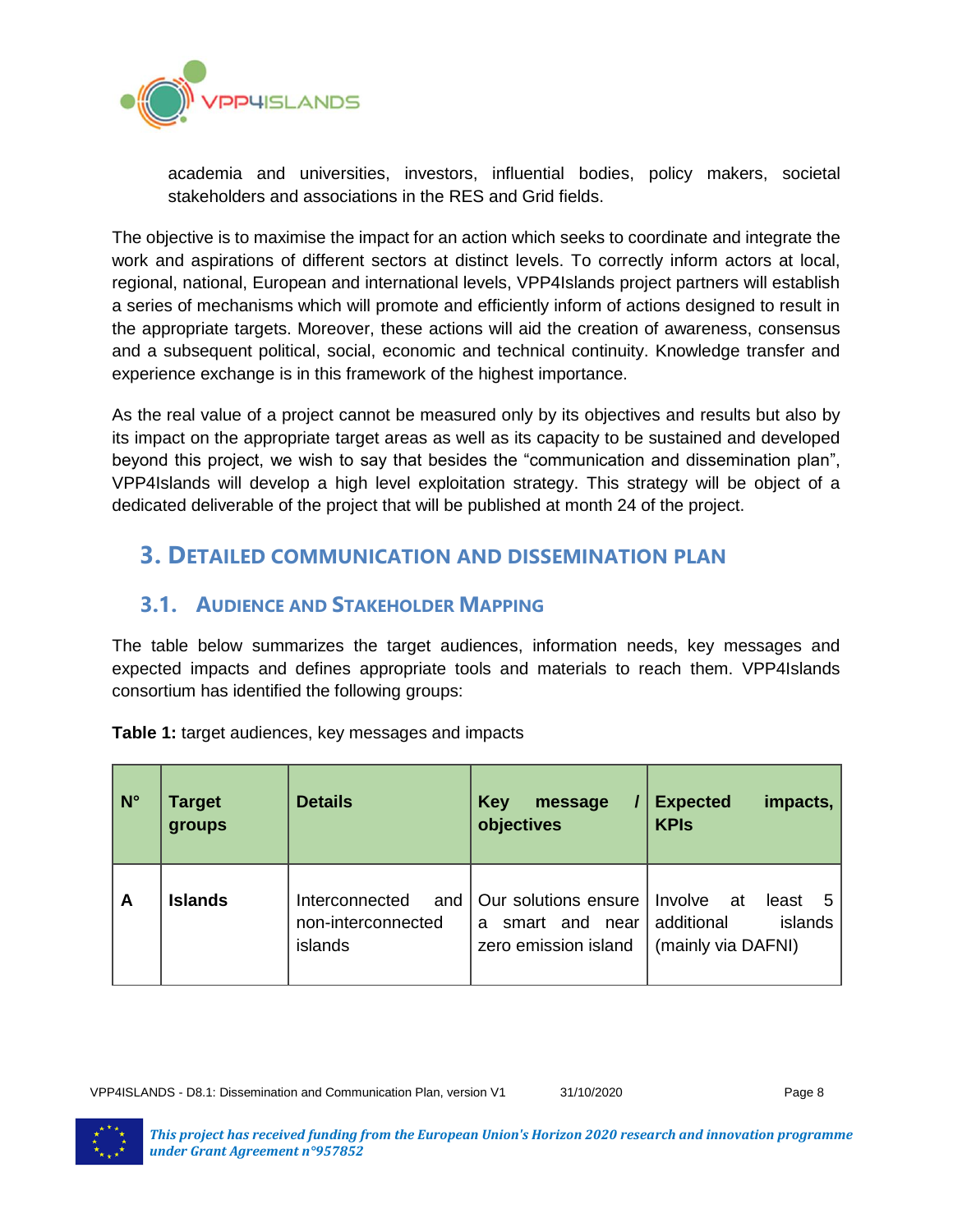academia and universities, investors, influential bodies, policy makers, societal stakeholders and associations in the RES and Grid fields.

The objective is to maximise the impact for an action which seeks to coordinate and integrate the work and aspirations of different sectors at distinct levels. To correctly inform actors at local, regional, national, European and international levels, VPP4Islands project partners will establish a series of mechanisms which will promote and efficiently inform of actions designed to result in the appropriate targets. Moreover, these actions will aid the creation of awareness, consensus and a subsequent political, social, economic and technical continuity. Knowledge transfer and experience exchange is in this framework of the highest importance.

As the real value of a project cannot be measured only by its objectives and results but also by its impact on the appropriate target areas as well as its capacity to be sustained and developed beyond this project, we wish to say that besides the “communication and dissemination plan”, VPP4Islands will develop a high level exploitation strategy. This strategy will be object of a dedicated deliverable of the project that will be published at month 24 of the project.

# 3. Detailed Communication and Dissemination Plan

## 3.1. Audience and Stakeholder Mapping

The table below summarizes the target audiences, information needs, key messages and expected impacts and defines appropriate tools and materials to reach them. VPP4Islands consortium has identified the following groups:

**Table 1:** target audiences, key messages and impacts

| N° | Target groups | Details | Key message / objectives | Expected impacts, KPIs |
|---|---|---|---|---|
| **A** | **Islands** | Interconnected and non-interconnected islands | Our solutions ensure a smart and near zero emission island | Involve at least 5 additional islands (mainly via DAFNI) |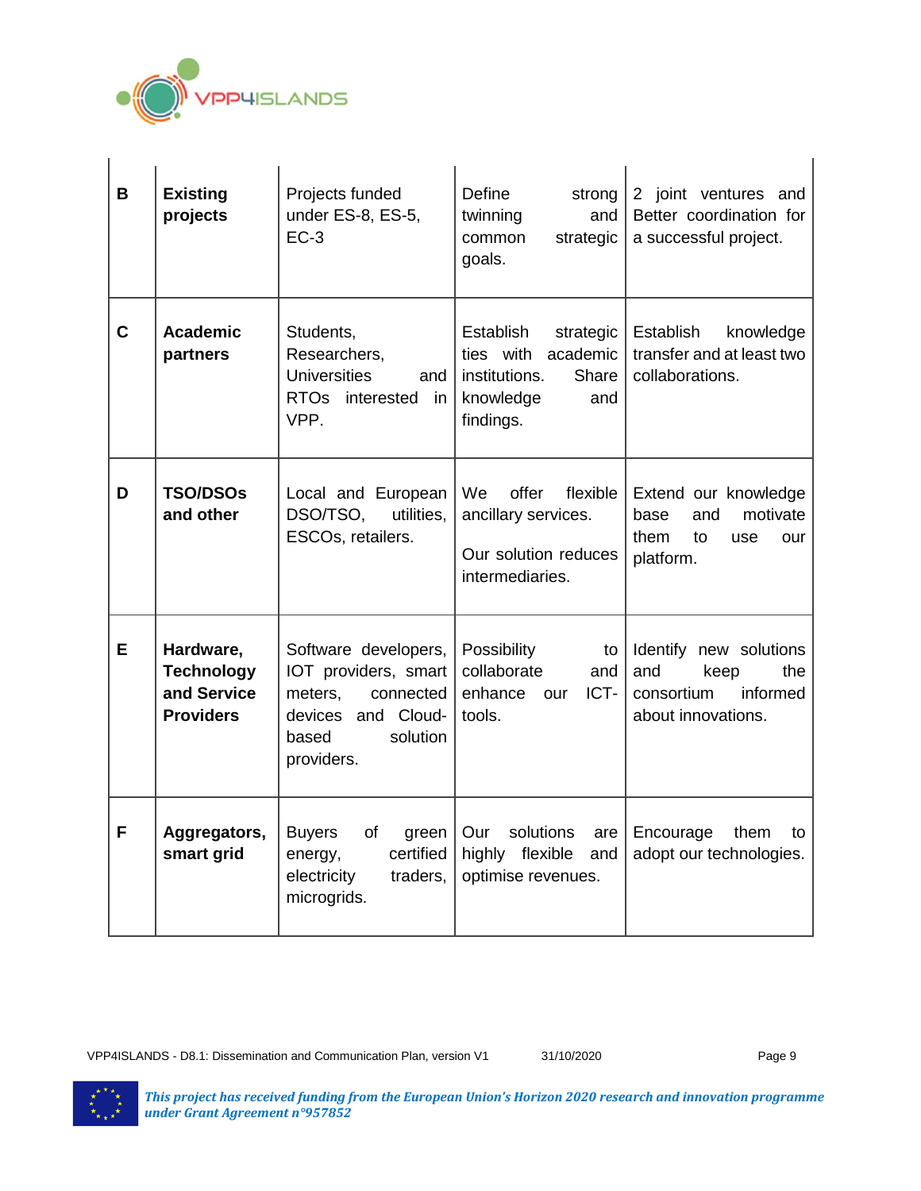| | | | | |
|---|---|---|---|---|
| **B** | **Existing projects** | Projects funded under ES-8, ES-5, EC-3 | Define strong twinning and common strategic goals. | 2 joint ventures and Better coordination for a successful project. |
| **C** | **Academic partners** | Students, Researchers, Universities and RTOs interested in VPP. | Establish strategic ties with academic institutions. Share knowledge and findings. | Establish knowledge transfer and at least two collaborations. |
| **D** | **TSO/DSOs and other** | Local and European DSO/TSO, utilities, ESCOs, retailers. | We offer flexible ancillary services.<br><br>Our solution reduces intermediaries. | Extend our knowledge base and motivate them to use our platform. |
| **E** | **Hardware, Technology and Service Providers** | Software developers, IOT providers, smart meters, connected devices and Cloud-based solution providers. | Possibility to collaborate and enhance our ICT-tools. | Identify new solutions and keep the consortium informed about innovations. |
| **F** | **Aggregators, smart grid** | Buyers of green energy, certified electricity traders, microgrids. | Our solutions are highly flexible and optimise revenues. | Encourage them to adopt our technologies. |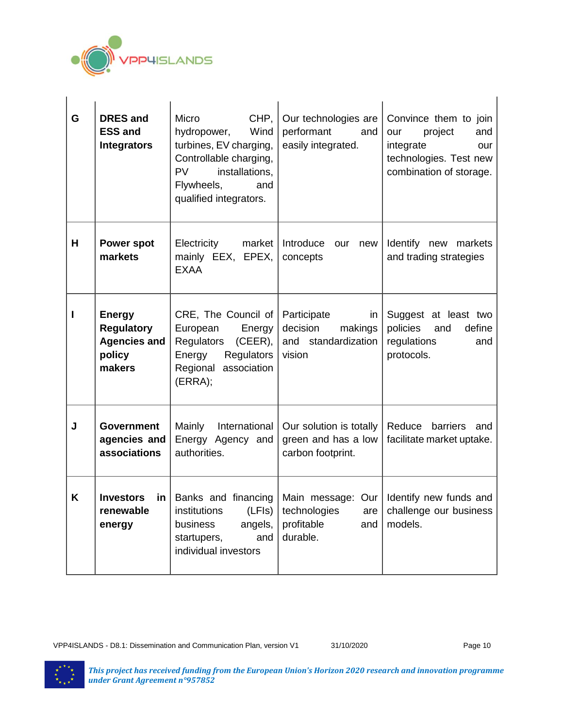| G | **DRES and ESS and Integrators** | Micro CHP, hydropower, Wind turbines, EV charging, Controllable charging, PV installations, Flywheels, and qualified integrators. | Our technologies are performant and easily integrated. | Convince them to join our project and integrate our technologies. Test new combination of storage. |
|---|---|---|---|---|
| H | **Power spot markets** | Electricity market mainly EEX, EPEX, EXAA | Introduce our new concepts | Identify new markets and trading strategies |
| I | **Energy Regulatory Agencies and policy makers** | CRE, The Council of European Energy Regulators (CEER), Energy Regulators Regional association (ERRA); | Participate in decision makings and standardization vision | Suggest at least two policies and define regulations and protocols. |
| J | **Government agencies and associations** | Mainly International Energy Agency and authorities. | Our solution is totally green and has a low carbon footprint. | Reduce barriers and facilitate market uptake. |
| K | **Investors in renewable energy** | Banks and financing institutions (LFIs) business angels, startupers, and individual investors | Main message: Our technologies are profitable and durable. | Identify new funds and challenge our business models. |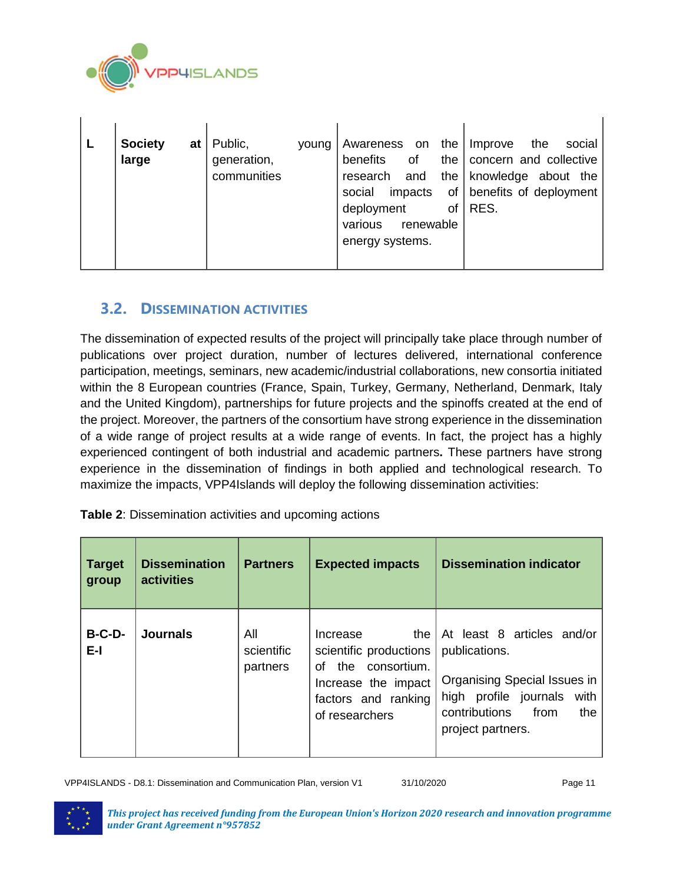| L | Society at large | Public, young generation, communities | Awareness on the benefits of the research and the social impacts of deployment of various renewable energy systems. | Improve the social concern and collective knowledge about the benefits of deployment of RES. |
|---|---|---|---|---|

## 3.2. DISSEMINATION ACTIVITIES

The dissemination of expected results of the project will principally take place through number of publications over project duration, number of lectures delivered, international conference participation, meetings, seminars, new academic/industrial collaborations, new consortia initiated within the 8 European countries (France, Spain, Turkey, Germany, Netherland, Denmark, Italy and the United Kingdom), partnerships for future projects and the spinoffs created at the end of the project. Moreover, the partners of the consortium have strong experience in the dissemination of a wide range of project results at a wide range of events. In fact, the project has a highly experienced contingent of both industrial and academic partners**.** These partners have strong experience in the dissemination of findings in both applied and technological research. To maximize the impacts, VPP4Islands will deploy the following dissemination activities:

**Table 2**: Dissemination activities and upcoming actions

| Target group | Dissemination activities | Partners | Expected impacts | Dissemination indicator |
|---|---|---|---|---|
| B-C-D-E-I | Journals | All scientific partners | Increase the scientific productions of the consortium. Increase the impact factors and ranking of researchers | At least 8 articles and/or publications.<br><br>Organising Special Issues in high profile journals with contributions from the project partners. |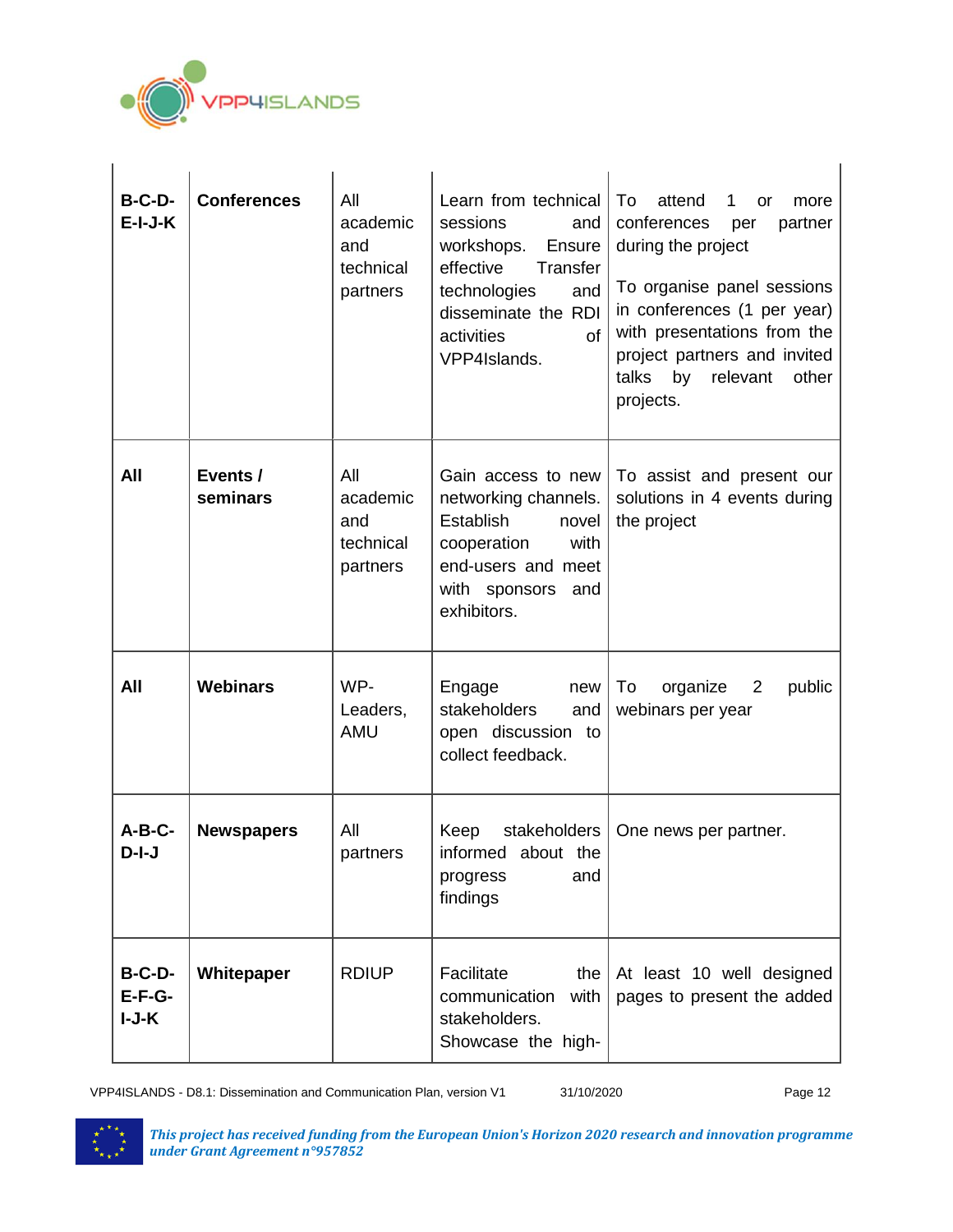| | | | | |
|---|---|---|---|---|
| **B-C-D-E-I-J-K** | **Conferences** | All academic and technical partners | Learn from technical sessions and workshops. Ensure effective Transfer technologies and disseminate the RDI activities of VPP4Islands. | To attend 1 or more conferences per partner during the project<br><br>To organise panel sessions in conferences (1 per year) with presentations from the project partners and invited talks by relevant other projects. |
| **All** | **Events / seminars** | All academic and technical partners | Gain access to new networking channels. Establish novel cooperation with end-users and meet with sponsors and exhibitors. | To assist and present our solutions in 4 events during the project |
| **All** | **Webinars** | WP-Leaders, AMU | Engage new stakeholders and open discussion to collect feedback. | To organize 2 public webinars per year |
| **A-B-C-D-I-J** | **Newspapers** | All partners | Keep stakeholders informed about the progress and findings | One news per partner. |
| **B-C-D-E-F-G-I-J-K** | **Whitepaper** | RDIUP | Facilitate the communication with stakeholders. Showcase the high- | At least 10 well designed pages to present the added |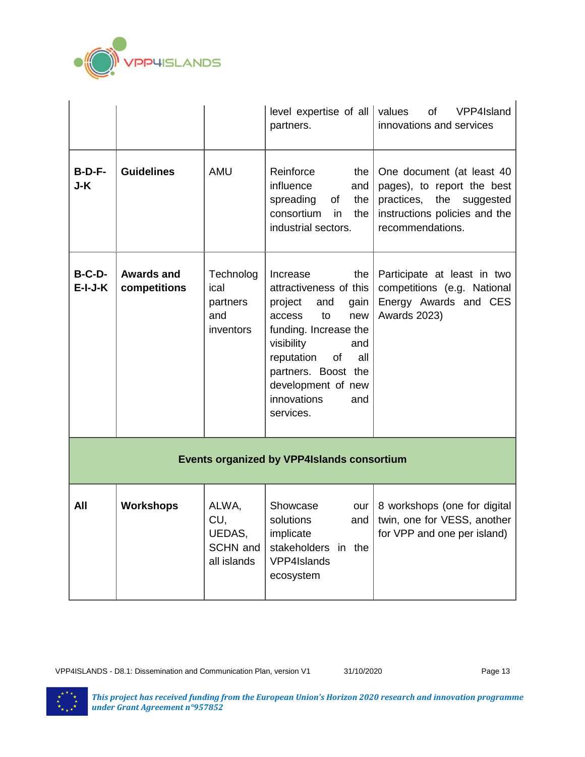| | | | | |
|---|---|---|---|---|
| | | | level expertise of all partners. | values of VPP4Island innovations and services |
| **B-D-F-J-K** | **Guidelines** | AMU | Reinforce the influence and spreading of the consortium in the industrial sectors. | One document (at least 40 pages), to report the best practices, the suggested instructions policies and the recommendations. |
| **B-C-D-E-I-J-K** | **Awards and competitions** | Technological partners and inventors | Increase the attractiveness of this project and gain access to new funding. Increase the visibility and reputation of all partners. Boost the development of new innovations and services. | Participate at least in two competitions (e.g. National Energy Awards and CES Awards 2023) |
| **Events organized by VPP4Islands consortium** | | | | |
| **All** | **Workshops** | ALWA, CU, UEDAS, SCHN and all islands | Showcase our solutions and implicate stakeholders in the VPP4Islands ecosystem | 8 workshops (one for digital twin, one for VESS, another for VPP and one per island) |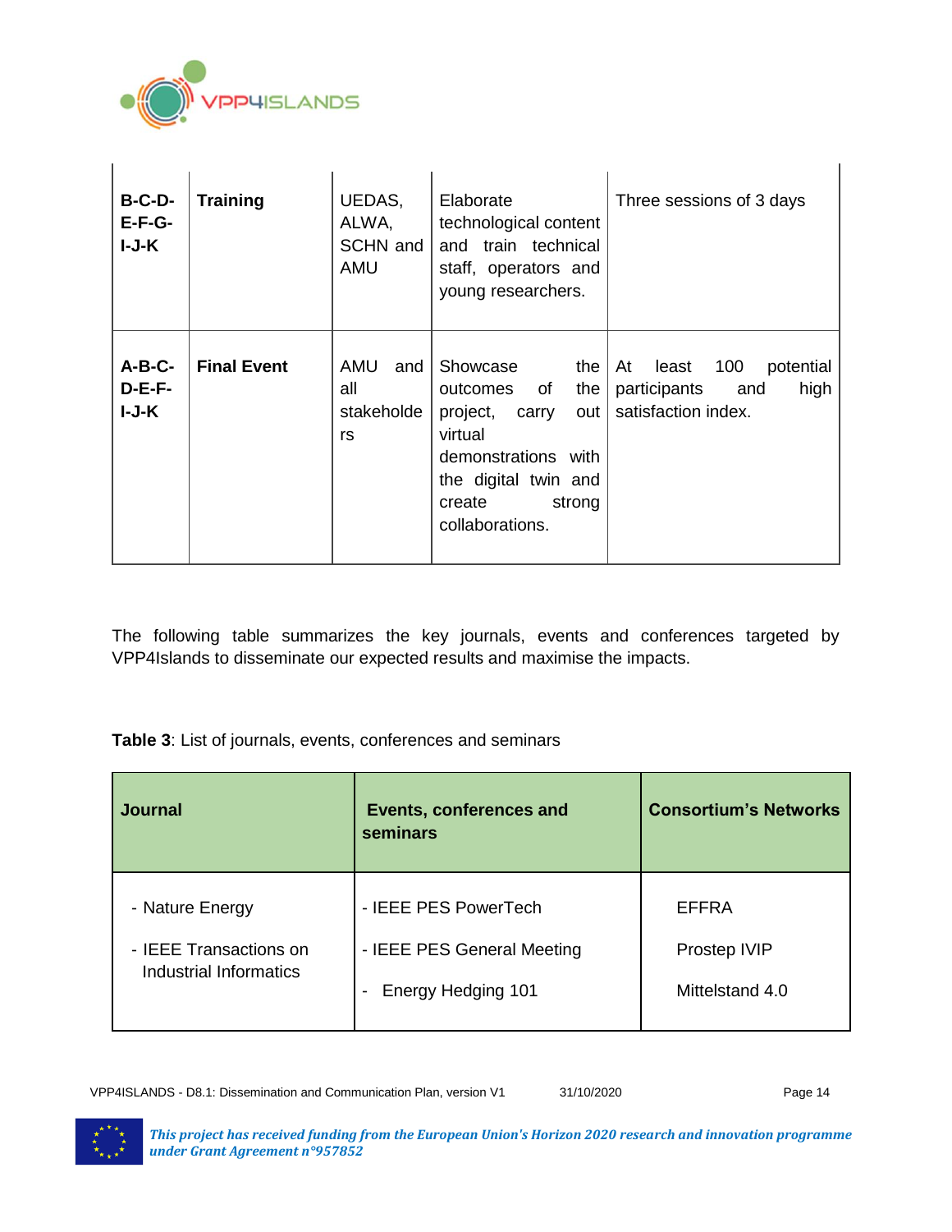| | | | | |
|---|---|---|---|---|
| **B-C-D-E-F-G-I-J-K** | **Training** | UEDAS, ALWA, SCHN and AMU | Elaborate technological content and train technical staff, operators and young researchers. | Three sessions of 3 days |
| **A-B-C-D-E-F-I-J-K** | **Final Event** | AMU and all stakeholders | Showcase the outcomes of the project, carry out virtual demonstrations with the digital twin and create strong collaborations. | At least 100 potential participants and high satisfaction index. |

The following table summarizes the key journals, events and conferences targeted by VPP4Islands to disseminate our expected results and maximise the impacts.

**Table 3**: List of journals, events, conferences and seminars

| **Journal** | **Events, conferences and seminars** | **Consortium's Networks** |
|---|---|---|
| - Nature Energy<br>- IEEE Transactions on Industrial Informatics | - IEEE PES PowerTech<br>- IEEE PES General Meeting<br>- Energy Hedging 101 | EFFRA<br>Prostep IVIP<br>Mittelstand 4.0 |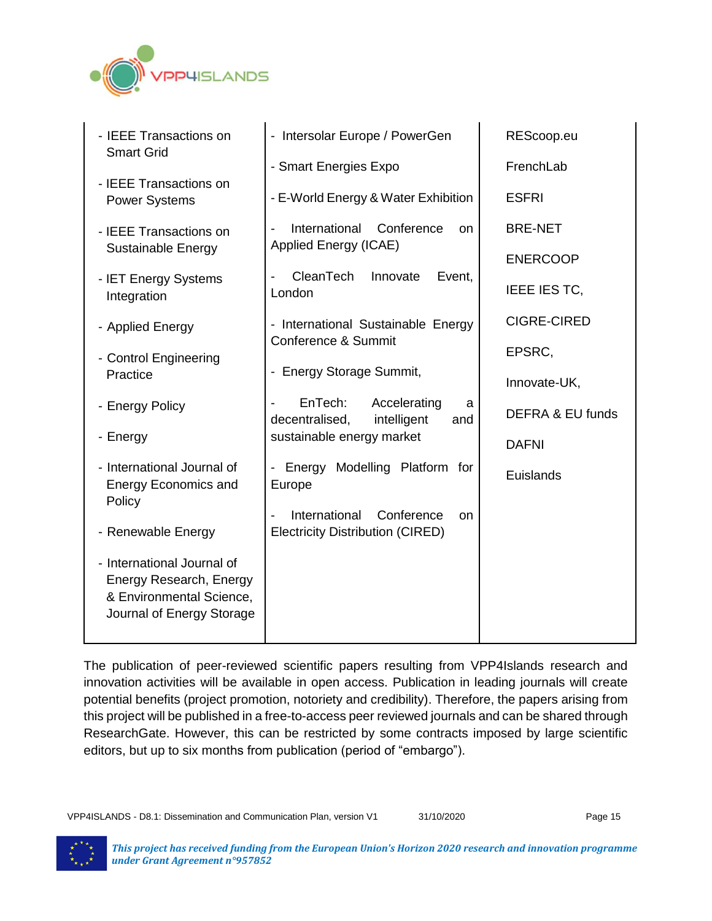| - IEEE Transactions on Smart Grid<br><br>- IEEE Transactions on Power Systems<br><br>- IEEE Transactions on Sustainable Energy<br><br>- IET Energy Systems Integration<br><br>- Applied Energy<br><br>- Control Engineering Practice<br><br>- Energy Policy<br><br>- Energy<br><br>- International Journal of Energy Economics and Policy<br><br>- Renewable Energy<br><br>- International Journal of Energy Research, Energy & Environmental Science, Journal of Energy Storage | - Intersolar Europe / PowerGen<br><br>- Smart Energies Expo<br><br>- E-World Energy & Water Exhibition<br><br>- International Conference on Applied Energy (ICAE)<br><br>- CleanTech Innovate Event, London<br><br>- International Sustainable Energy Conference & Summit<br><br>- Energy Storage Summit,<br><br>- EnTech: Accelerating a decentralised, intelligent and sustainable energy market<br><br>- Energy Modelling Platform for Europe<br><br>- International Conference on Electricity Distribution (CIRED) | REScoop.eu<br><br>FrenchLab<br><br>ESFRI<br><br>BRE-NET<br><br>ENERCOOP<br><br>IEEE IES TC,<br><br>CIGRE-CIRED<br><br>EPSRC,<br><br>Innovate-UK,<br><br>DEFRA & EU funds<br><br>DAFNI<br><br>Euislands |
|---|---|---|

The publication of peer-reviewed scientific papers resulting from VPP4Islands research and innovation activities will be available in open access. Publication in leading journals will create potential benefits (project promotion, notoriety and credibility). Therefore, the papers arising from this project will be published in a free-to-access peer reviewed journals and can be shared through ResearchGate. However, this can be restricted by some contracts imposed by large scientific editors, but up to six months from publication (period of "embargo").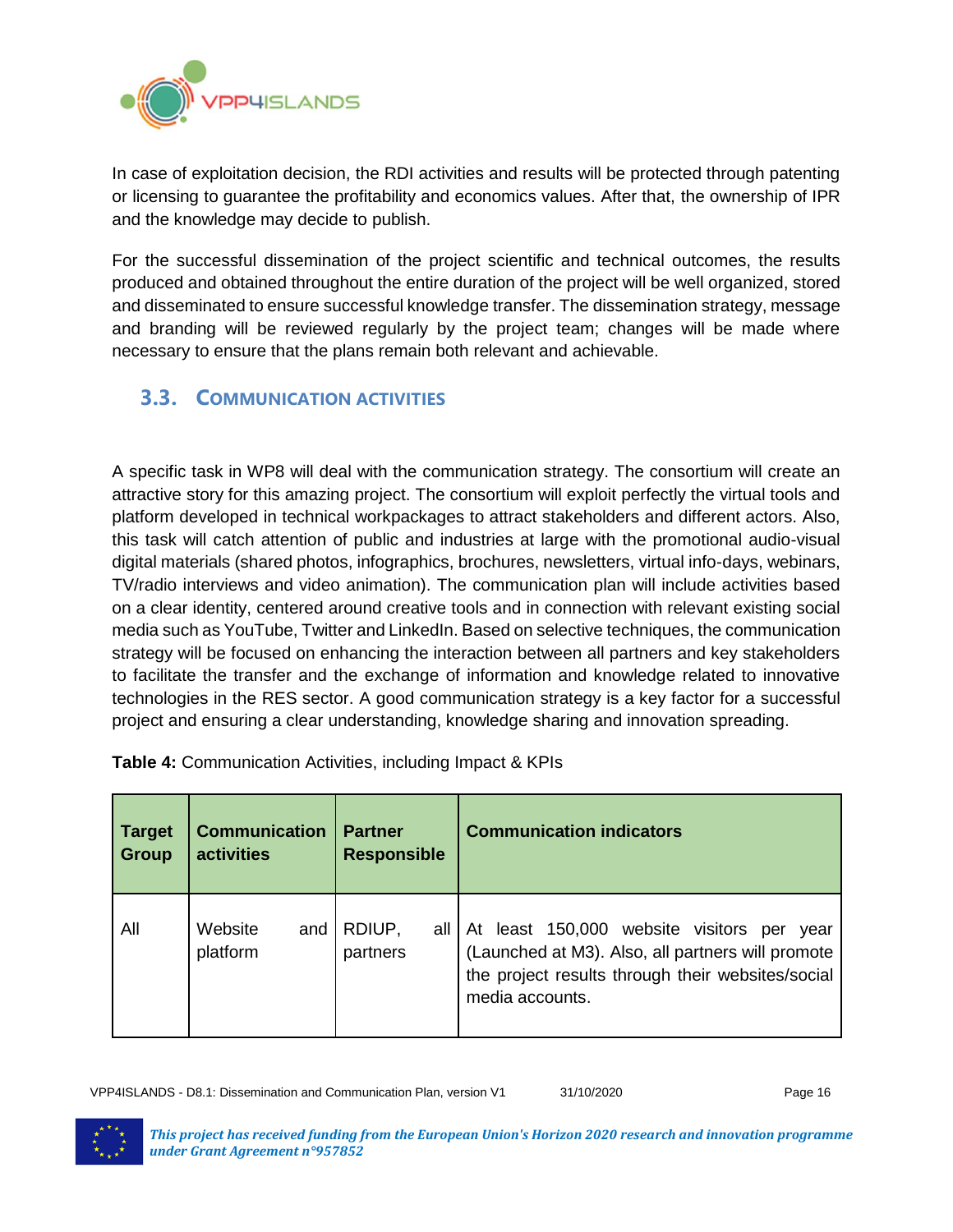In case of exploitation decision, the RDI activities and results will be protected through patenting or licensing to guarantee the profitability and economics values. After that, the ownership of IPR and the knowledge may decide to publish.

For the successful dissemination of the project scientific and technical outcomes, the results produced and obtained throughout the entire duration of the project will be well organized, stored and disseminated to ensure successful knowledge transfer. The dissemination strategy, message and branding will be reviewed regularly by the project team; changes will be made where necessary to ensure that the plans remain both relevant and achievable.

## 3.3. Communication activities

A specific task in WP8 will deal with the communication strategy. The consortium will create an attractive story for this amazing project. The consortium will exploit perfectly the virtual tools and platform developed in technical workpackages to attract stakeholders and different actors. Also, this task will catch attention of public and industries at large with the promotional audio-visual digital materials (shared photos, infographics, brochures, newsletters, virtual info-days, webinars, TV/radio interviews and video animation). The communication plan will include activities based on a clear identity, centered around creative tools and in connection with relevant existing social media such as YouTube, Twitter and LinkedIn. Based on selective techniques, the communication strategy will be focused on enhancing the interaction between all partners and key stakeholders to facilitate the transfer and the exchange of information and knowledge related to innovative technologies in the RES sector. A good communication strategy is a key factor for a successful project and ensuring a clear understanding, knowledge sharing and innovation spreading.

**Table 4:** Communication Activities, including Impact & KPIs

| Target Group | Communication activities | Partner Responsible | Communication indicators |
|---|---|---|---|
| All | Website and platform | RDIUP, all partners | At least 150,000 website visitors per year (Launched at M3). Also, all partners will promote the project results through their websites/social media accounts. |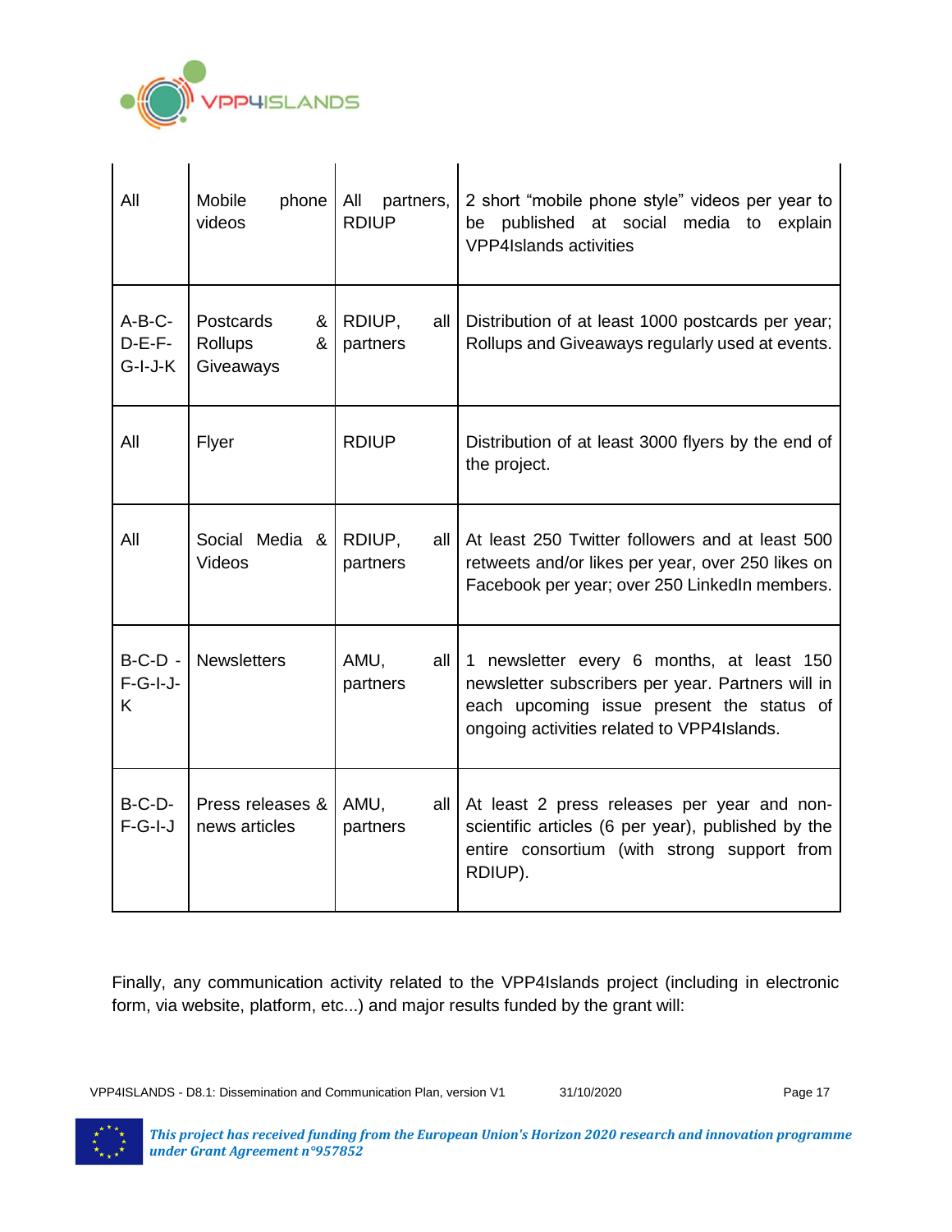| All | Mobile phone videos | All partners, RDIUP | 2 short “mobile phone style” videos per year to be published at social media to explain VPP4Islands activities |
|---|---|---|---|
| A-B-C-D-E-F-G-I-J-K | Postcards & Rollups & Giveaways | RDIUP, all partners | Distribution of at least 1000 postcards per year; Rollups and Giveaways regularly used at events. |
| All | Flyer | RDIUP | Distribution of at least 3000 flyers by the end of the project. |
| All | Social Media & Videos | RDIUP, all partners | At least 250 Twitter followers and at least 500 retweets and/or likes per year, over 250 likes on Facebook per year; over 250 LinkedIn members. |
| B-C-D - F-G-I-J-K | Newsletters | AMU, all partners | 1 newsletter every 6 months, at least 150 newsletter subscribers per year. Partners will in each upcoming issue present the status of ongoing activities related to VPP4Islands. |
| B-C-D-F-G-I-J | Press releases & news articles | AMU, all partners | At least 2 press releases per year and non-scientific articles (6 per year), published by the entire consortium (with strong support from RDIUP). |

Finally, any communication activity related to the VPP4Islands project (including in electronic form, via website, platform, etc...) and major results funded by the grant will: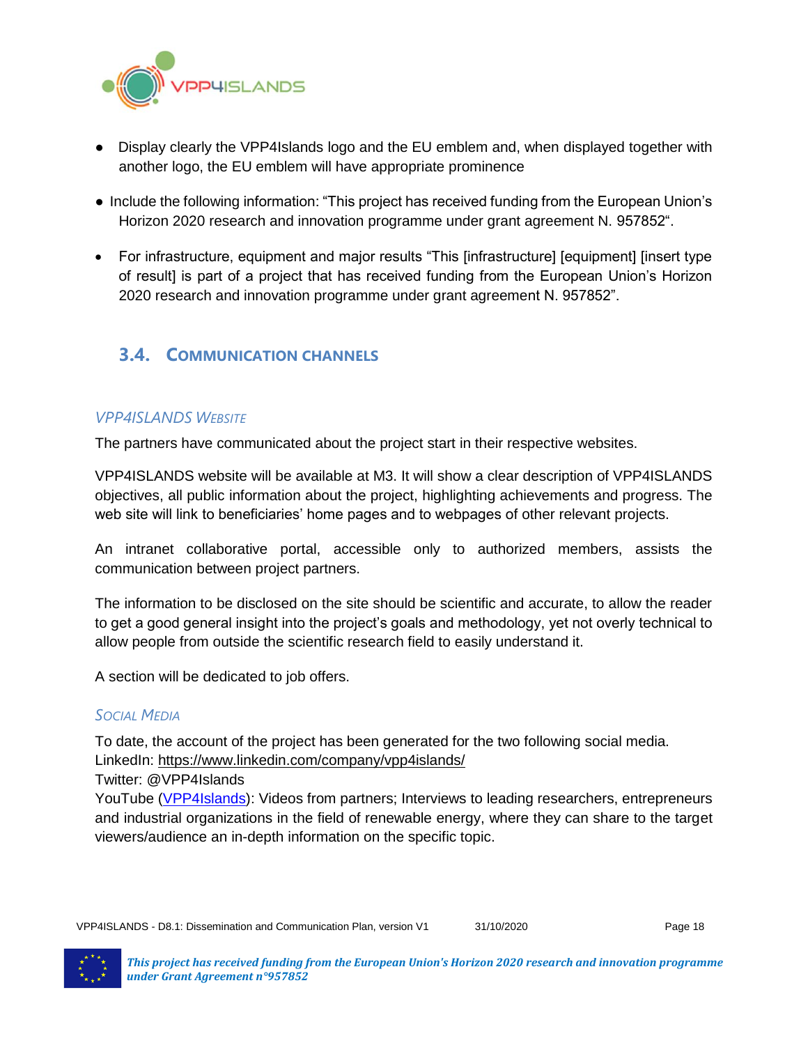- Display clearly the VPP4Islands logo and the EU emblem and, when displayed together with another logo, the EU emblem will have appropriate prominence
- Include the following information: “This project has received funding from the European Union’s Horizon 2020 research and innovation programme under grant agreement N. 957852“.
- For infrastructure, equipment and major results “This [infrastructure] [equipment] [insert type of result] is part of a project that has received funding from the European Union’s Horizon 2020 research and innovation programme under grant agreement N. 957852”.

## 3.4. Communication Channels

### *VPP4ISLANDS Website*

The partners have communicated about the project start in their respective websites.

VPP4ISLANDS website will be available at M3. It will show a clear description of VPP4ISLANDS objectives, all public information about the project, highlighting achievements and progress. The web site will link to beneficiaries’ home pages and to webpages of other relevant projects.

An intranet collaborative portal, accessible only to authorized members, assists the communication between project partners.

The information to be disclosed on the site should be scientific and accurate, to allow the reader to get a good general insight into the project’s goals and methodology, yet not overly technical to allow people from outside the scientific research field to easily understand it.

A section will be dedicated to job offers.

### *Social Media*

To date, the account of the project has been generated for the two following social media.
LinkedIn: https://www.linkedin.com/company/vpp4islands/
Twitter: @VPP4Islands
YouTube (VPP4Islands): Videos from partners; Interviews to leading researchers, entrepreneurs and industrial organizations in the field of renewable energy, where they can share to the target viewers/audience an in-depth information on the specific topic.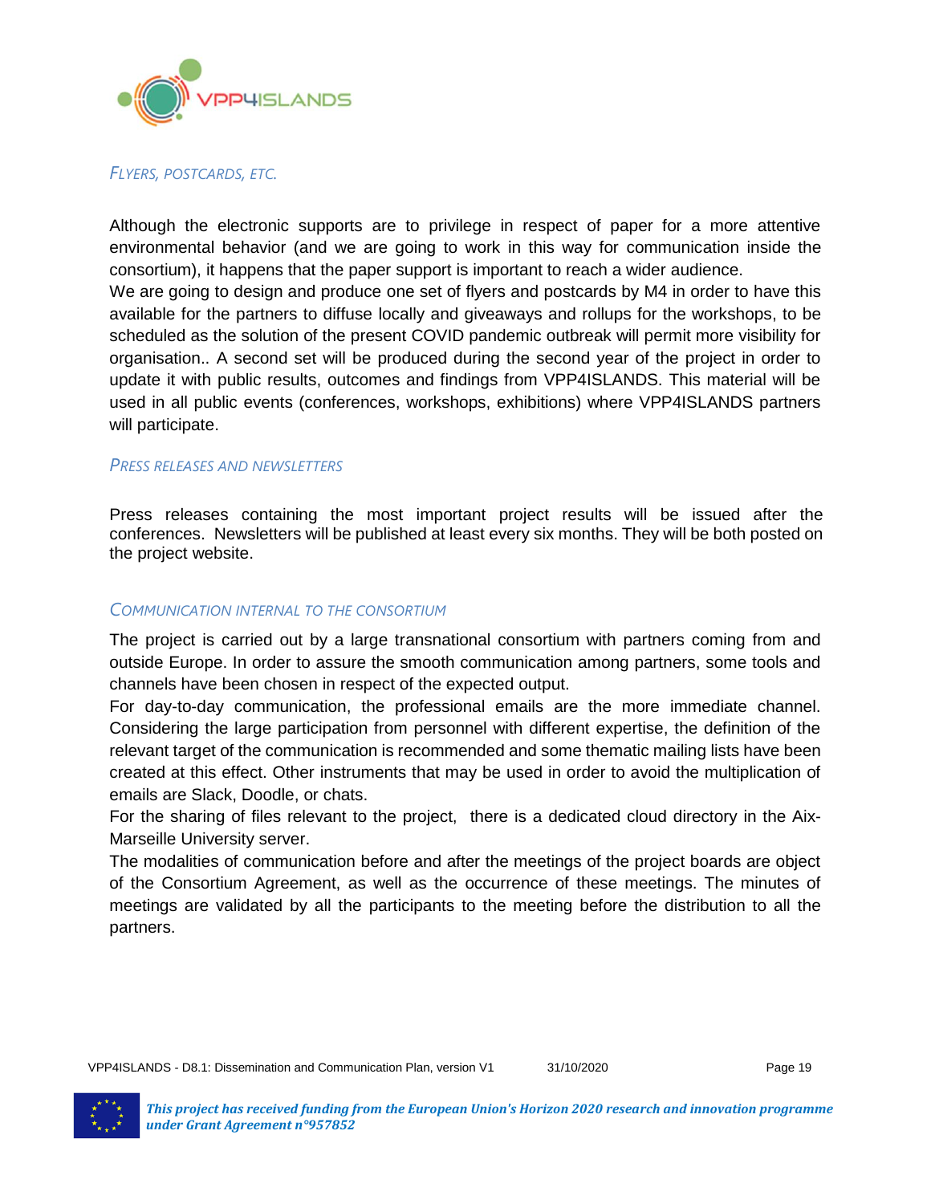### *FLYERS, POSTCARDS, ETC.*

Although the electronic supports are to privilege in respect of paper for a more attentive environmental behavior (and we are going to work in this way for communication inside the consortium), it happens that the paper support is important to reach a wider audience.

We are going to design and produce one set of flyers and postcards by M4 in order to have this available for the partners to diffuse locally and giveaways and rollups for the workshops, to be scheduled as the solution of the present COVID pandemic outbreak will permit more visibility for organisation.. A second set will be produced during the second year of the project in order to update it with public results, outcomes and findings from VPP4ISLANDS. This material will be used in all public events (conferences, workshops, exhibitions) where VPP4ISLANDS partners will participate.

### *PRESS RELEASES AND NEWSLETTERS*

Press releases containing the most important project results will be issued after the conferences. Newsletters will be published at least every six months. They will be both posted on the project website.

### *COMMUNICATION INTERNAL TO THE CONSORTIUM*

The project is carried out by a large transnational consortium with partners coming from and outside Europe. In order to assure the smooth communication among partners, some tools and channels have been chosen in respect of the expected output.

For day-to-day communication, the professional emails are the more immediate channel. Considering the large participation from personnel with different expertise, the definition of the relevant target of the communication is recommended and some thematic mailing lists have been created at this effect. Other instruments that may be used in order to avoid the multiplication of emails are Slack, Doodle, or chats.

For the sharing of files relevant to the project, there is a dedicated cloud directory in the Aix-Marseille University server.

The modalities of communication before and after the meetings of the project boards are object of the Consortium Agreement, as well as the occurrence of these meetings. The minutes of meetings are validated by all the participants to the meeting before the distribution to all the partners.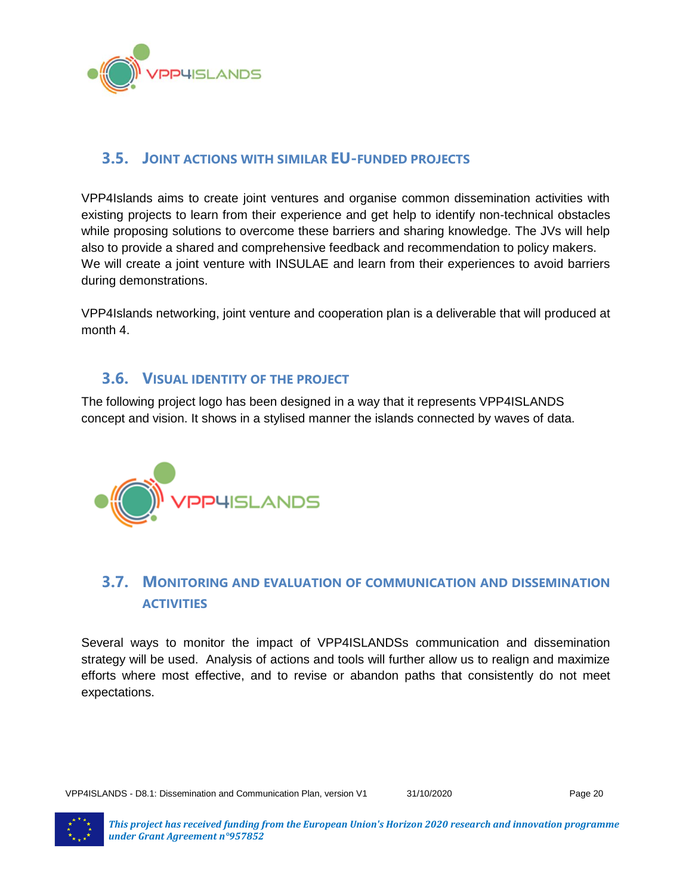## 3.5. Joint actions with similar EU-funded projects

VPP4Islands aims to create joint ventures and organise common dissemination activities with existing projects to learn from their experience and get help to identify non-technical obstacles while proposing solutions to overcome these barriers and sharing knowledge. The JVs will help also to provide a shared and comprehensive feedback and recommendation to policy makers. We will create a joint venture with INSULAE and learn from their experiences to avoid barriers during demonstrations.

VPP4Islands networking, joint venture and cooperation plan is a deliverable that will produced at month 4.

## 3.6. Visual identity of the project

The following project logo has been designed in a way that it represents VPP4ISLANDS concept and vision. It shows in a stylised manner the islands connected by waves of data.

## 3.7. Monitoring and evaluation of communication and dissemination activities

Several ways to monitor the impact of VPP4ISLANDSs communication and dissemination strategy will be used. Analysis of actions and tools will further allow us to realign and maximize efforts where most effective, and to revise or abandon paths that consistently do not meet expectations.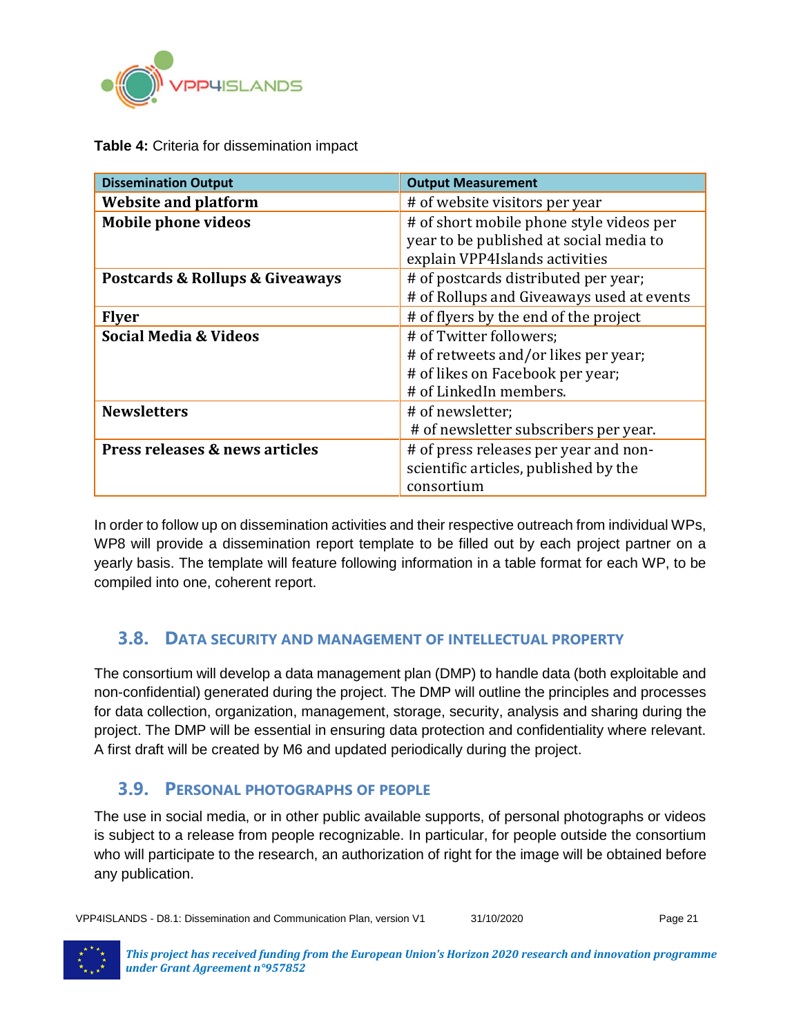**Table 4:** Criteria for dissemination impact

| Dissemination Output | Output Measurement |
|---|---|
| **Website and platform** | # of website visitors per year |
| **Mobile phone videos** | # of short mobile phone style videos per year to be published at social media to explain VPP4Islands activities |
| **Postcards & Rollups & Giveaways** | # of postcards distributed per year;<br># of Rollups and Giveaways used at events |
| **Flyer** | # of flyers by the end of the project |
| **Social Media & Videos** | # of Twitter followers;<br># of retweets and/or likes per year;<br># of likes on Facebook per year;<br># of LinkedIn members. |
| **Newsletters** | # of newsletter;<br># of newsletter subscribers per year. |
| **Press releases & news articles** | # of press releases per year and non-scientific articles, published by the consortium |

In order to follow up on dissemination activities and their respective outreach from individual WPs, WP8 will provide a dissemination report template to be filled out by each project partner on a yearly basis. The template will feature following information in a table format for each WP, to be compiled into one, coherent report.

## 3.8. Data security and management of intellectual property

The consortium will develop a data management plan (DMP) to handle data (both exploitable and non-confidential) generated during the project. The DMP will outline the principles and processes for data collection, organization, management, storage, security, analysis and sharing during the project. The DMP will be essential in ensuring data protection and confidentiality where relevant. A first draft will be created by M6 and updated periodically during the project.

## 3.9. Personal photographs of people

The use in social media, or in other public available supports, of personal photographs or videos is subject to a release from people recognizable. In particular, for people outside the consortium who will participate to the research, an authorization of right for the image will be obtained before any publication.